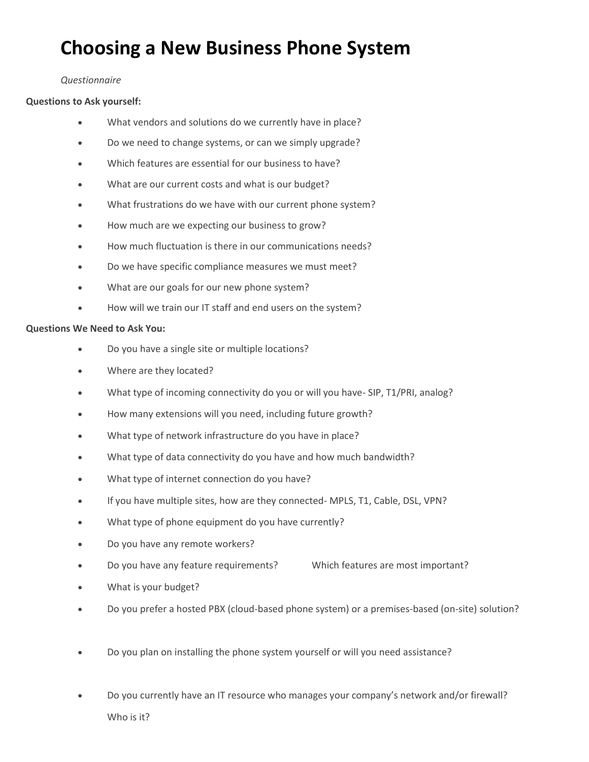# Choosing a New Business Phone System

*Questionnaire*

**Questions to Ask yourself:**

- What vendors and solutions do we currently have in place?
- Do we need to change systems, or can we simply upgrade?
- Which features are essential for our business to have?
- What are our current costs and what is our budget?
- What frustrations do we have with our current phone system?
- How much are we expecting our business to grow?
- How much fluctuation is there in our communications needs?
- Do we have specific compliance measures we must meet?
- What are our goals for our new phone system?
- How will we train our IT staff and end users on the system?

**Questions We Need to Ask You:**

- Do you have a single site or multiple locations?
- Where are they located?
- What type of incoming connectivity do you or will you have- SIP, T1/PRI, analog?
- How many extensions will you need, including future growth?
- What type of network infrastructure do you have in place?
- What type of data connectivity do you have and how much bandwidth?
- What type of internet connection do you have?
- If you have multiple sites, how are they connected- MPLS, T1, Cable, DSL, VPN?
- What type of phone equipment do you have currently?
- Do you have any remote workers?
- Do you have any feature requirements? Which features are most important?
- What is your budget?
- Do you prefer a hosted PBX (cloud-based phone system) or a premises-based (on-site) solution?
- Do you plan on installing the phone system yourself or will you need assistance?
- Do you currently have an IT resource who manages your company's network and/or firewall? Who is it?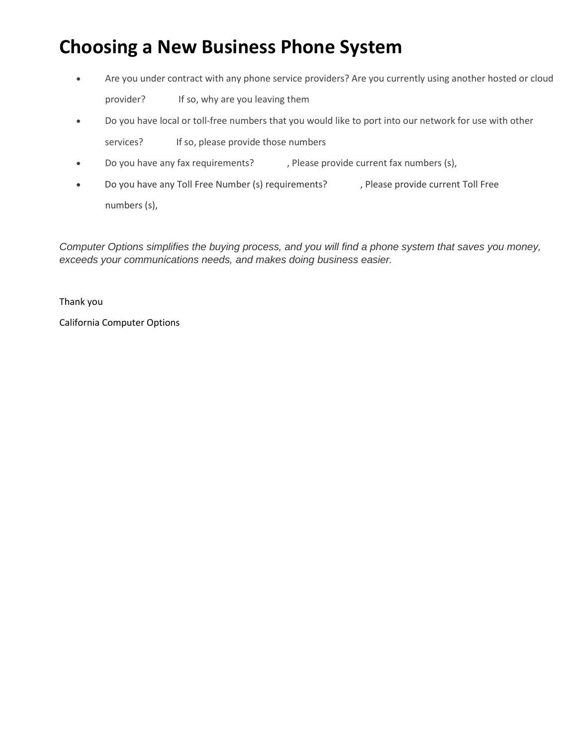# Choosing a New Business Phone System

- Are you under contract with any phone service providers? Are you currently using another hosted or cloud provider? If so, why are you leaving them
- Do you have local or toll-free numbers that you would like to port into our network for use with other services? If so, please provide those numbers
- Do you have any fax requirements? , Please provide current fax numbers (s),
- Do you have any Toll Free Number (s) requirements? , Please provide current Toll Free numbers (s),

*Computer Options simplifies the buying process, and you will find a phone system that saves you money, exceeds your communications needs, and makes doing business easier.*

Thank you

California Computer Options